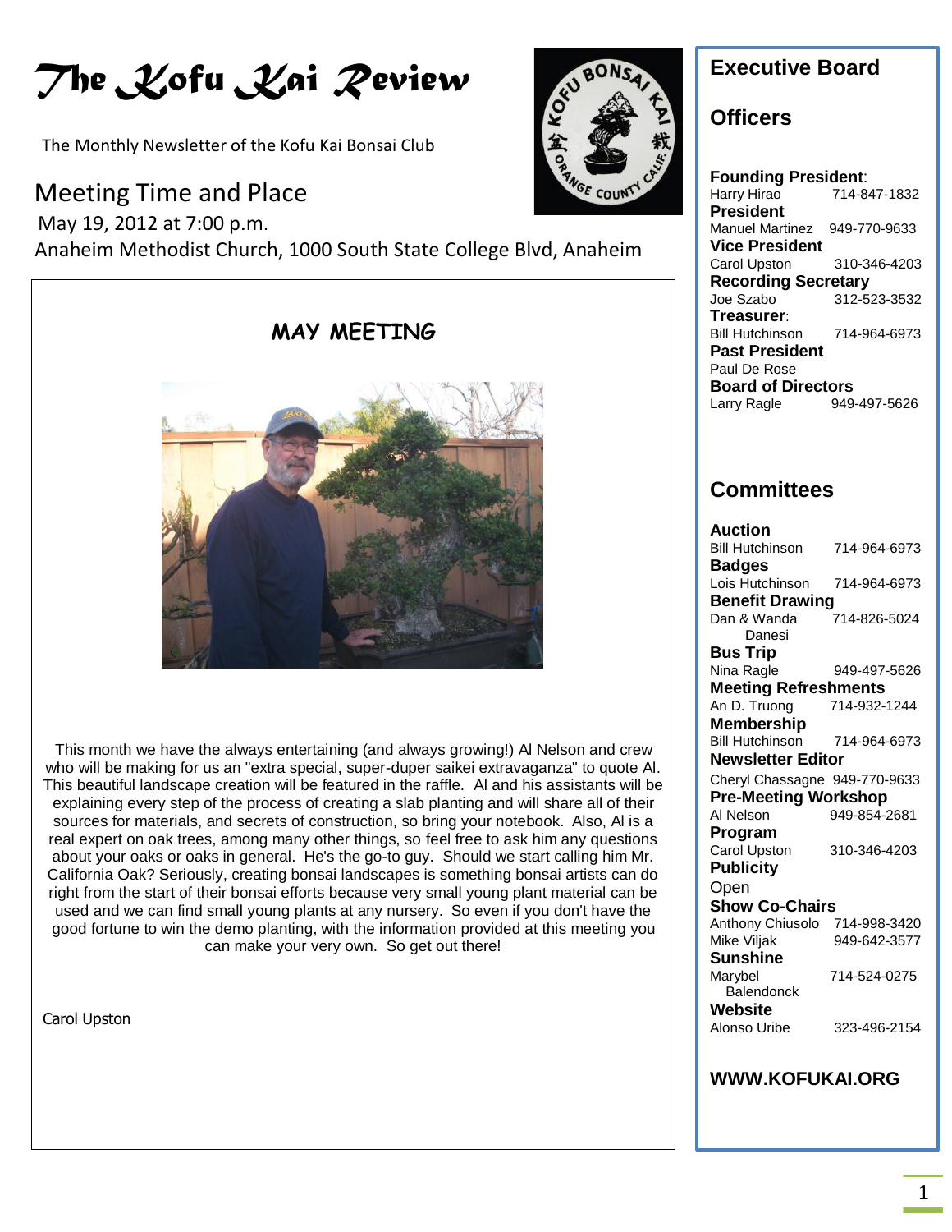# *The Kofu Kai Review*

The Monthly Newsletter of the Kofu Kai Bonsai Club

## Meeting Time and Place

May 19, 2012 at 7:00 p.m.

Anaheim Methodist Church, 1000 South State College Blvd, Anaheim

### MAY MEETING

This month we have the always entertaining (and always growing!) Al Nelson and crew who will be making for us an "extra special, super-duper saikei extravaganza" to quote Al. This beautiful landscape creation will be featured in the raffle. Al and his assistants will be explaining every step of the process of creating a slab planting and will share all of their sources for materials, and secrets of construction, so bring your notebook. Also, Al is a real expert on oak trees, among many other things, so feel free to ask him any questions about your oaks or oaks in general. He's the go-to guy. Should we start calling him Mr. California Oak? Seriously, creating bonsai landscapes is something bonsai artists can do right from the start of their bonsai efforts because very small young plant material can be used and we can find small young plants at any nursery. So even if you don't have the good fortune to win the demo planting, with the information provided at this meeting you can make your very own. So get out there!

Carol Upston

## Executive Board

### Officers

**Founding President**:
Harry Hirao 714-847-1832

**President**
Manuel Martinez 949-770-9633

**Vice President**
Carol Upston 310-346-4203

**Recording Secretary**
Joe Szabo 312-523-3532

**Treasurer**:
Bill Hutchinson 714-964-6973

**Past President**
Paul De Rose

**Board of Directors**
Larry Ragle 949-497-5626

### Committees

**Auction**
Bill Hutchinson 714-964-6973

**Badges**
Lois Hutchinson 714-964-6973

**Benefit Drawing**
Dan & Wanda Danesi 714-826-5024

**Bus Trip**
Nina Ragle 949-497-5626

**Meeting Refreshments**
An D. Truong 714-932-1244

**Membership**
Bill Hutchinson 714-964-6973

**Newsletter Editor**
Cheryl Chassagne 949-770-9633

**Pre-Meeting Workshop**
Al Nelson 949-854-2681

**Program**
Carol Upston 310-346-4203

**Publicity**
Open

**Show Co-Chairs**
Anthony Chiusolo 714-998-3420
Mike Viljak 949-642-3577

**Sunshine**
Marybel Balendonck 714-524-0275

**Website**
Alonso Uribe 323-496-2154

**WWW.KOFUKAI.ORG**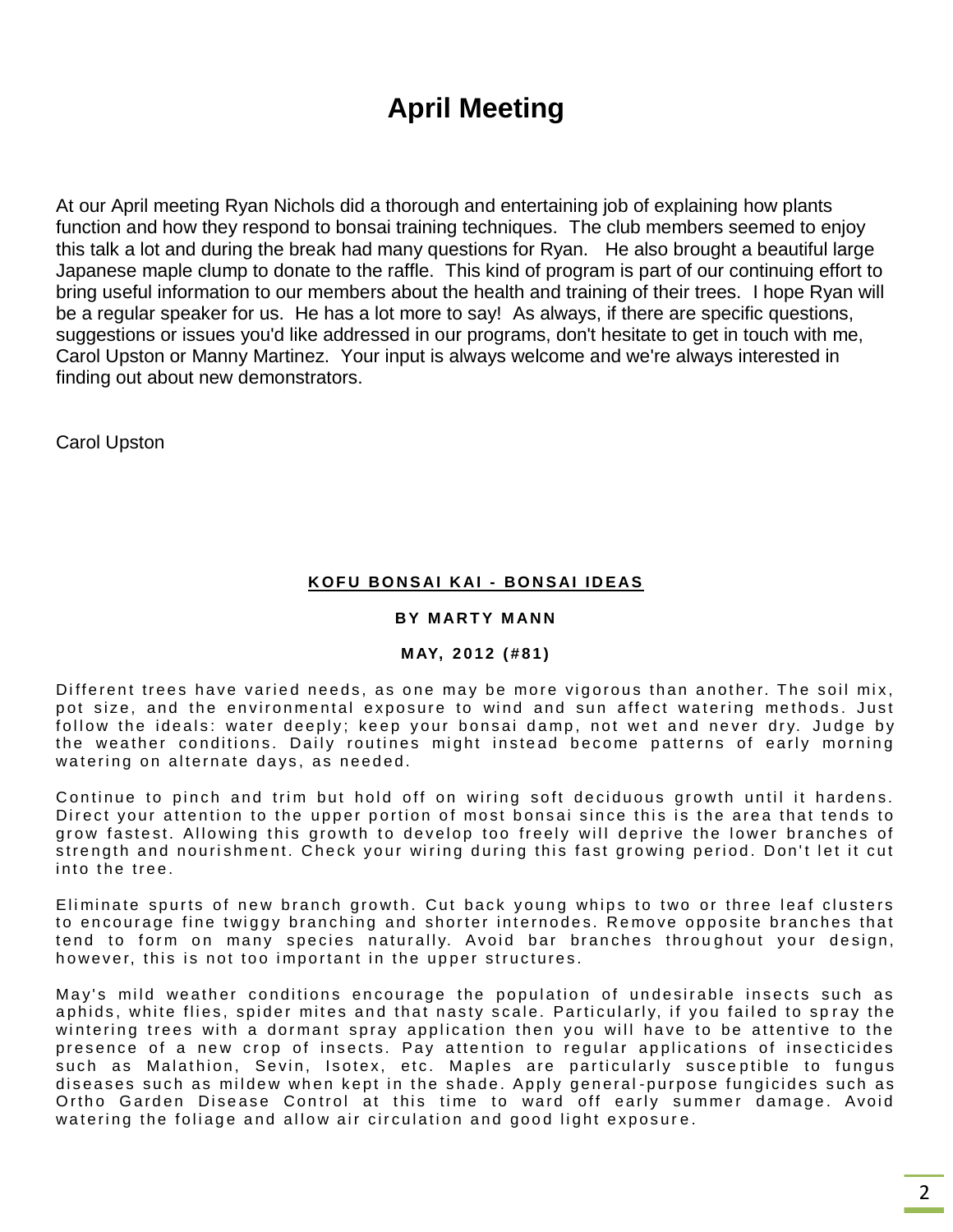# April Meeting

At our April meeting Ryan Nichols did a thorough and entertaining job of explaining how plants function and how they respond to bonsai training techniques. The club members seemed to enjoy this talk a lot and during the break had many questions for Ryan. He also brought a beautiful large Japanese maple clump to donate to the raffle. This kind of program is part of our continuing effort to bring useful information to our members about the health and training of their trees. I hope Ryan will be a regular speaker for us. He has a lot more to say! As always, if there are specific questions, suggestions or issues you'd like addressed in our programs, don't hesitate to get in touch with me, Carol Upston or Manny Martinez. Your input is always welcome and we're always interested in finding out about new demonstrators.

Carol Upston

**KOFU BONSAI KAI - BONSAI IDEAS**

**BY MARTY MANN**

**MAY, 2012 (#81)**

Different trees have varied needs, as one may be more vigorous than another. The soil mix, pot size, and the environmental exposure to wind and sun affect watering methods. Just follow the ideals: water deeply; keep your bonsai damp, not wet and never dry. Judge by the weather conditions. Daily routines might instead become patterns of early morning watering on alternate days, as needed.

Continue to pinch and trim but hold off on wiring soft deciduous growth until it hardens. Direct your attention to the upper portion of most bonsai since this is the area that tends to grow fastest. Allowing this growth to develop too freely will deprive the lower branches of strength and nourishment. Check your wiring during this fast growing period. Don't let it cut into the tree.

Eliminate spurts of new branch growth. Cut back young whips to two or three leaf clusters to encourage fine twiggy branching and shorter internodes. Remove opposite branches that tend to form on many species naturally. Avoid bar branches throughout your design, however, this is not too important in the upper structures.

May's mild weather conditions encourage the population of undesirable insects such as aphids, white flies, spider mites and that nasty scale. Particularly, if you failed to spray the wintering trees with a dormant spray application then you will have to be attentive to the presence of a new crop of insects. Pay attention to regular applications of insecticides such as Malathion, Sevin, Isotex, etc. Maples are particularly susceptible to fungus diseases such as mildew when kept in the shade. Apply general-purpose fungicides such as Ortho Garden Disease Control at this time to ward off early summer damage. Avoid watering the foliage and allow air circulation and good light exposure.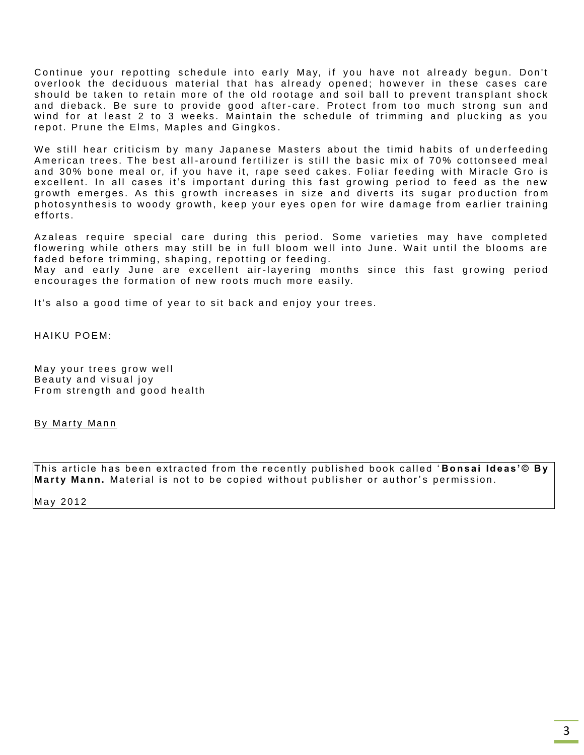Continue your repotting schedule into early May, if you have not already begun. Don't overlook the deciduous material that has already opened; however in these cases care should be taken to retain more of the old rootage and soil ball to prevent transplant shock and dieback. Be sure to provide good after-care. Protect from too much strong sun and wind for at least 2 to 3 weeks. Maintain the schedule of trimming and plucking as you repot. Prune the Elms, Maples and Gingkos.

We still hear criticism by many Japanese Masters about the timid habits of underfeeding American trees. The best all-around fertilizer is still the basic mix of 70% cottonseed meal and 30% bone meal or, if you have it, rape seed cakes. Foliar feeding with Miracle Gro is excellent. In all cases it's important during this fast growing period to feed as the new growth emerges. As this growth increases in size and diverts its sugar production from photosynthesis to woody growth, keep your eyes open for wire damage from earlier training efforts.

Azaleas require special care during this period. Some varieties may have completed flowering while others may still be in full bloom well into June. Wait until the blooms are faded before trimming, shaping, repotting or feeding.
May and early June are excellent air-layering months since this fast growing period encourages the formation of new roots much more easily.

It's also a good time of year to sit back and enjoy your trees.

HAIKU POEM:

May your trees grow well
Beauty and visual joy
From strength and good health

By Marty Mann

This article has been extracted from the recently published book called '**Bonsai Ideas'© By Marty Mann.** Material is not to be copied without publisher or author's permission.

May 2012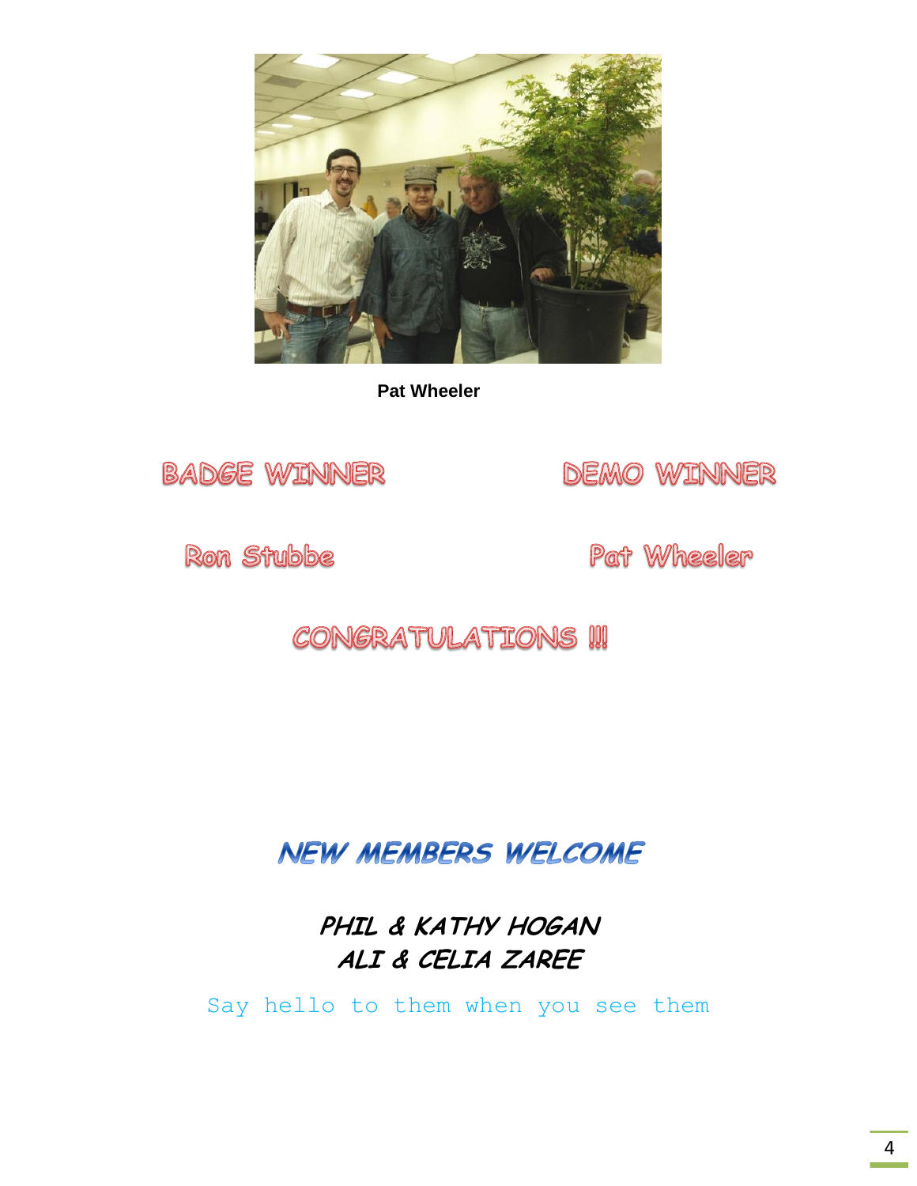Pat Wheeler

**BADGE WINNER**

**Ron Stubbe**

**DEMO WINNER**

**Pat Wheeler**

**CONGRATULATIONS !!!**

## *NEW MEMBERS WELCOME*

***PHIL & KATHY HOGAN***
***ALI & CELIA ZAREE***

Say hello to them when you see them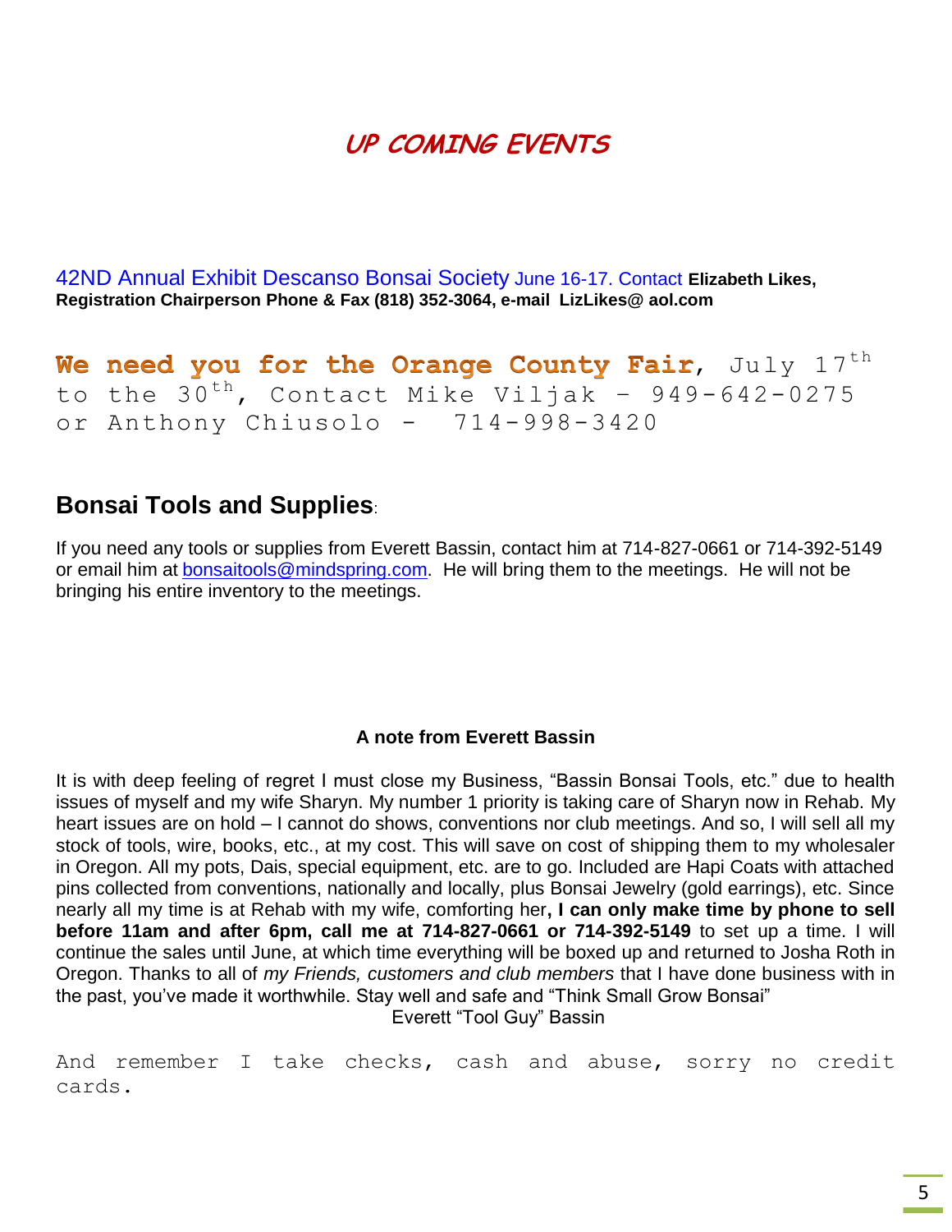# UP COMING EVENTS

42ND Annual Exhibit Descanso Bonsai Society June 16-17. Contact **Elizabeth Likes, Registration Chairperson Phone & Fax (818) 352-3064, e-mail LizLikes@ aol.com**

**We need you for the Orange County Fair**, July 17th to the 30th, Contact Mike Viljak – 949-642-0275 or Anthony Chiusolo - 714-998-3420

## Bonsai Tools and Supplies:

If you need any tools or supplies from Everett Bassin, contact him at 714-827-0661 or 714-392-5149 or email him at bonsaitools@mindspring.com. He will bring them to the meetings. He will not be bringing his entire inventory to the meetings.

**A note from Everett Bassin**

It is with deep feeling of regret I must close my Business, "Bassin Bonsai Tools, etc." due to health issues of myself and my wife Sharyn. My number 1 priority is taking care of Sharyn now in Rehab. My heart issues are on hold – I cannot do shows, conventions nor club meetings. And so, I will sell all my stock of tools, wire, books, etc., at my cost. This will save on cost of shipping them to my wholesaler in Oregon. All my pots, Dais, special equipment, etc. are to go. Included are Hapi Coats with attached pins collected from conventions, nationally and locally, plus Bonsai Jewelry (gold earrings), etc. Since nearly all my time is at Rehab with my wife, comforting her**, I can only make time by phone to sell before 11am and after 6pm, call me at 714-827-0661 or 714-392-5149** to set up a time. I will continue the sales until June, at which time everything will be boxed up and returned to Josha Roth in Oregon. Thanks to all of *my Friends, customers and club members* that I have done business with in the past, you've made it worthwhile. Stay well and safe and "Think Small Grow Bonsai"

Everett "Tool Guy" Bassin

And remember I take checks, cash and abuse, sorry no credit cards.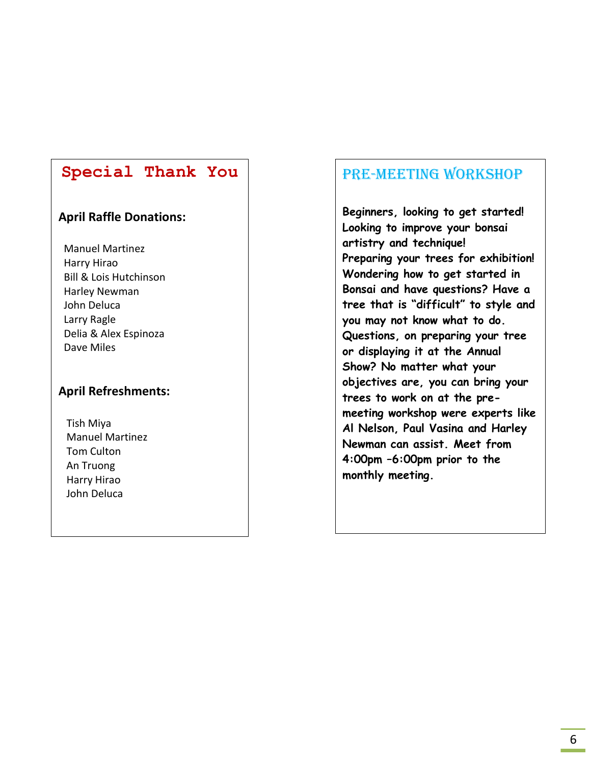## Special Thank You

### April Raffle Donations:

Manuel Martinez
Harry Hirao
Bill & Lois Hutchinson
Harley Newman
John Deluca
Larry Ragle
Delia & Alex Espinoza
Dave Miles

### April Refreshments:

Tish Miya
Manuel Martinez
Tom Culton
An Truong
Harry Hirao
John Deluca

## PRE-MEETING WORKSHOP

**Beginners, looking to get started! Looking to improve your bonsai artistry and technique! Preparing your trees for exhibition! Wondering how to get started in Bonsai and have questions? Have a tree that is "difficult" to style and you may not know what to do. Questions, on preparing your tree or displaying it at the Annual Show? No matter what your objectives are, you can bring your trees to work on at the pre-meeting workshop were experts like Al Nelson, Paul Vasina and Harley Newman can assist. Meet from 4:00pm –6:00pm prior to the monthly meeting.**